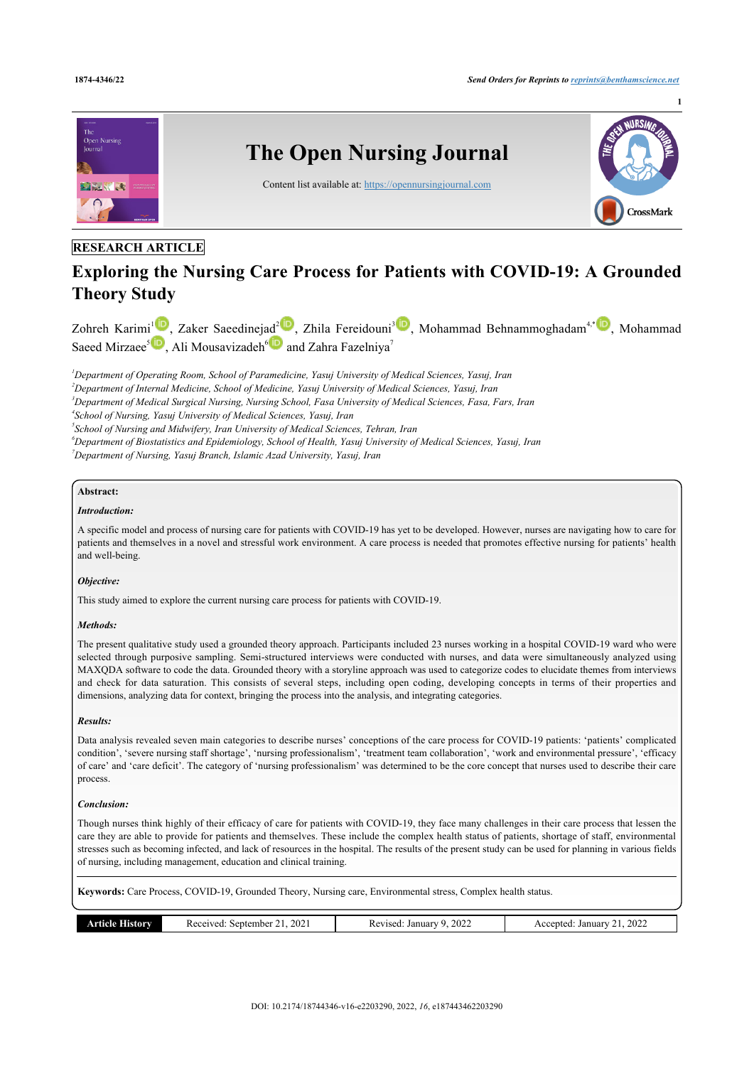RESEARCH ARTICLE

# Exploring the Nursing Care Process for Patients with COVID-19: A Grounded Theory Study

Zohreh Karimi[1], Zaker Saeedinejad[2], Zhila Fereidouni[3], Mohammad Behnammoghadam[4,*], Mohammad Saeed Mirzaee[5], Ali Mousavizadeh[6] and Zahra Fazelniya[7]

[1]*Department of Operating Room, School of Paramedicine, Yasuj University of Medical Sciences, Yasuj, Iran*
[2]*Department of Internal Medicine, School of Medicine, Yasuj University of Medical Sciences, Yasuj, Iran*
[3]*Department of Medical Surgical Nursing, Nursing School, Fasa University of Medical Sciences, Fasa, Fars, Iran*
[4]*School of Nursing, Yasuj University of Medical Sciences, Yasuj, Iran*
[5]*School of Nursing and Midwifery, Iran University of Medical Sciences, Tehran, Iran*
[6]*Department of Biostatistics and Epidemiology, School of Health, Yasuj University of Medical Sciences, Yasuj, Iran*
[7]*Department of Nursing, Yasuj Branch, Islamic Azad University, Yasuj, Iran*

**Abstract:**

***Introduction:***

A specific model and process of nursing care for patients with COVID-19 has yet to be developed. However, nurses are navigating how to care for patients and themselves in a novel and stressful work environment. A care process is needed that promotes effective nursing for patients' health and well-being.

***Objective:***

This study aimed to explore the current nursing care process for patients with COVID-19.

***Methods:***

The present qualitative study used a grounded theory approach. Participants included 23 nurses working in a hospital COVID-19 ward who were selected through purposive sampling. Semi-structured interviews were conducted with nurses, and data were simultaneously analyzed using MAXQDA software to code the data. Grounded theory with a storyline approach was used to categorize codes to elucidate themes from interviews and check for data saturation. This consists of several steps, including open coding, developing concepts in terms of their properties and dimensions, analyzing data for context, bringing the process into the analysis, and integrating categories.

***Results:***

Data analysis revealed seven main categories to describe nurses' conceptions of the care process for COVID-19 patients: 'patients' complicated condition', 'severe nursing staff shortage', 'nursing professionalism', 'treatment team collaboration', 'work and environmental pressure', 'efficacy of care' and 'care deficit'. The category of 'nursing professionalism' was determined to be the core concept that nurses used to describe their care process.

***Conclusion:***

Though nurses think highly of their efficacy of care for patients with COVID-19, they face many challenges in their care process that lessen the care they are able to provide for patients and themselves. These include the complex health status of patients, shortage of staff, environmental stresses such as becoming infected, and lack of resources in the hospital. The results of the present study can be used for planning in various fields of nursing, including management, education and clinical training.

**Keywords:** Care Process, COVID-19, Grounded Theory, Nursing care, Environmental stress, Complex health status.

| Article History | Received: September 21, 2021 | Revised: January 9, 2022 | Accepted: January 21, 2022 |
|---|---|---|---|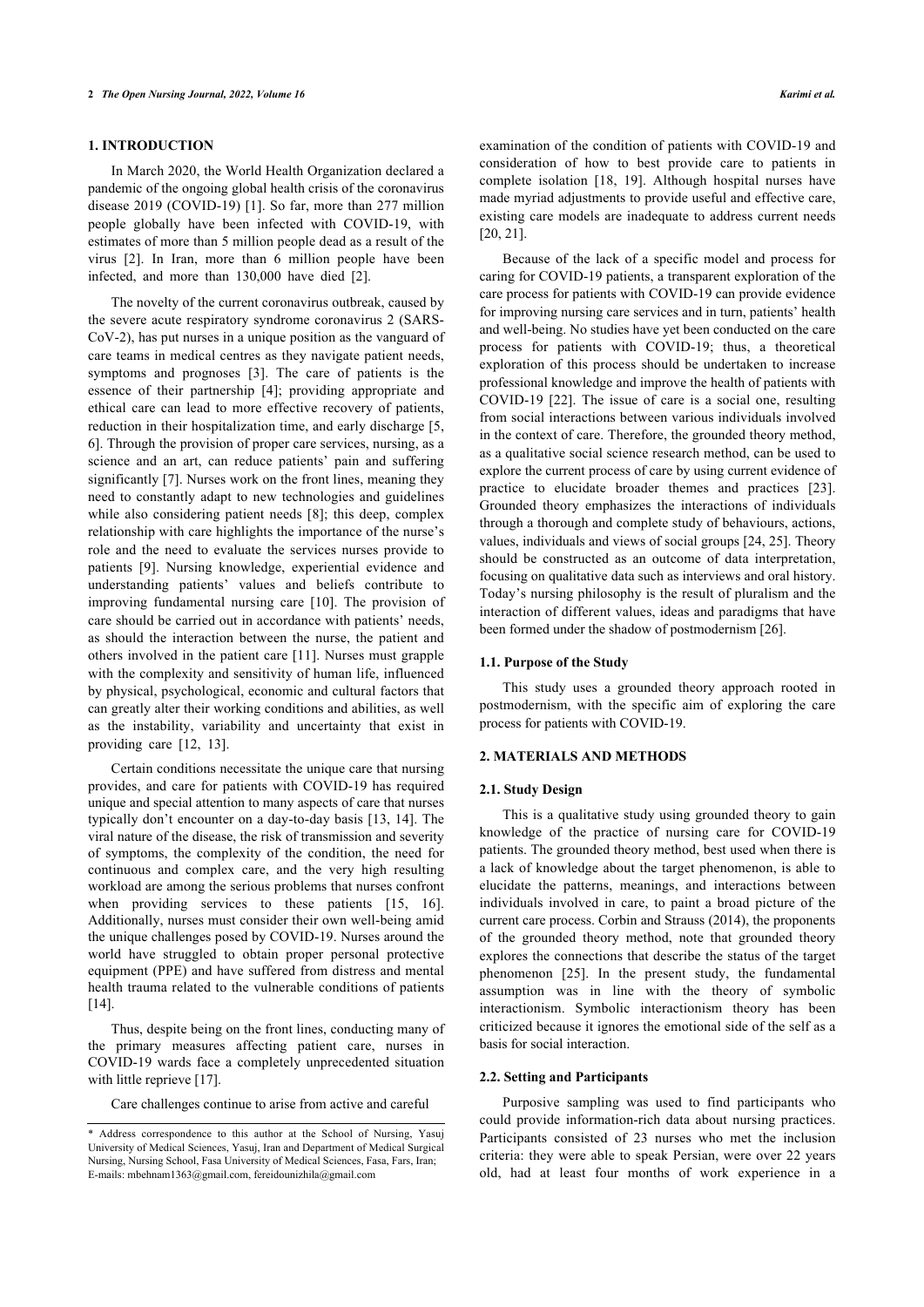## 1. INTRODUCTION

In March 2020, the World Health Organization declared a pandemic of the ongoing global health crisis of the coronavirus disease 2019 (COVID-19) [1]. So far, more than 277 million people globally have been infected with COVID-19, with estimates of more than 5 million people dead as a result of the virus [2]. In Iran, more than 6 million people have been infected, and more than 130,000 have died [2].

The novelty of the current coronavirus outbreak, caused by the severe acute respiratory syndrome coronavirus 2 (SARS-CoV-2), has put nurses in a unique position as the vanguard of care teams in medical centres as they navigate patient needs, symptoms and prognoses [3]. The care of patients is the essence of their partnership [4]; providing appropriate and ethical care can lead to more effective recovery of patients, reduction in their hospitalization time, and early discharge [5, 6]. Through the provision of proper care services, nursing, as a science and an art, can reduce patients' pain and suffering significantly [7]. Nurses work on the front lines, meaning they need to constantly adapt to new technologies and guidelines while also considering patient needs [8]; this deep, complex relationship with care highlights the importance of the nurse's role and the need to evaluate the services nurses provide to patients [9]. Nursing knowledge, experiential evidence and understanding patients' values and beliefs contribute to improving fundamental nursing care [10]. The provision of care should be carried out in accordance with patients' needs, as should the interaction between the nurse, the patient and others involved in the patient care [11]. Nurses must grapple with the complexity and sensitivity of human life, influenced by physical, psychological, economic and cultural factors that can greatly alter their working conditions and abilities, as well as the instability, variability and uncertainty that exist in providing care [12, 13].

Certain conditions necessitate the unique care that nursing provides, and care for patients with COVID-19 has required unique and special attention to many aspects of care that nurses typically don't encounter on a day-to-day basis [13, 14]. The viral nature of the disease, the risk of transmission and severity of symptoms, the complexity of the condition, the need for continuous and complex care, and the very high resulting workload are among the serious problems that nurses confront when providing services to these patients [15, 16]. Additionally, nurses must consider their own well-being amid the unique challenges posed by COVID-19. Nurses around the world have struggled to obtain proper personal protective equipment (PPE) and have suffered from distress and mental health trauma related to the vulnerable conditions of patients [14].

Thus, despite being on the front lines, conducting many of the primary measures affecting patient care, nurses in COVID-19 wards face a completely unprecedented situation with little reprieve [17].

Care challenges continue to arise from active and careful examination of the condition of patients with COVID-19 and consideration of how to best provide care to patients in complete isolation [18, 19]. Although hospital nurses have made myriad adjustments to provide useful and effective care, existing care models are inadequate to address current needs [20, 21].

Because of the lack of a specific model and process for caring for COVID-19 patients, a transparent exploration of the care process for patients with COVID-19 can provide evidence for improving nursing care services and in turn, patients' health and well-being. No studies have yet been conducted on the care process for patients with COVID-19; thus, a theoretical exploration of this process should be undertaken to increase professional knowledge and improve the health of patients with COVID-19 [22]. The issue of care is a social one, resulting from social interactions between various individuals involved in the context of care. Therefore, the grounded theory method, as a qualitative social science research method, can be used to explore the current process of care by using current evidence of practice to elucidate broader themes and practices [23]. Grounded theory emphasizes the interactions of individuals through a thorough and complete study of behaviours, actions, values, individuals and views of social groups [24, 25]. Theory should be constructed as an outcome of data interpretation, focusing on qualitative data such as interviews and oral history. Today's nursing philosophy is the result of pluralism and the interaction of different values, ideas and paradigms that have been formed under the shadow of postmodernism [26].

### 1.1. Purpose of the Study

This study uses a grounded theory approach rooted in postmodernism, with the specific aim of exploring the care process for patients with COVID-19.

## 2. MATERIALS AND METHODS

### 2.1. Study Design

This is a qualitative study using grounded theory to gain knowledge of the practice of nursing care for COVID-19 patients. The grounded theory method, best used when there is a lack of knowledge about the target phenomenon, is able to elucidate the patterns, meanings, and interactions between individuals involved in care, to paint a broad picture of the current care process. Corbin and Strauss (2014), the proponents of the grounded theory method, note that grounded theory explores the connections that describe the status of the target phenomenon [25]. In the present study, the fundamental assumption was in line with the theory of symbolic interactionism. Symbolic interactionism theory has been criticized because it ignores the emotional side of the self as a basis for social interaction.

### 2.2. Setting and Participants

Purposive sampling was used to find participants who could provide information-rich data about nursing practices. Participants consisted of 23 nurses who met the inclusion criteria: they were able to speak Persian, were over 22 years old, had at least four months of work experience in a

---

* Address correspondence to this author at the School of Nursing, Yasuj University of Medical Sciences, Yasuj, Iran and Department of Medical Surgical Nursing, Nursing School, Fasa University of Medical Sciences, Fasa, Fars, Iran; E-mails: mbehnam1363@gmail.com, fereidounizhila@gmail.com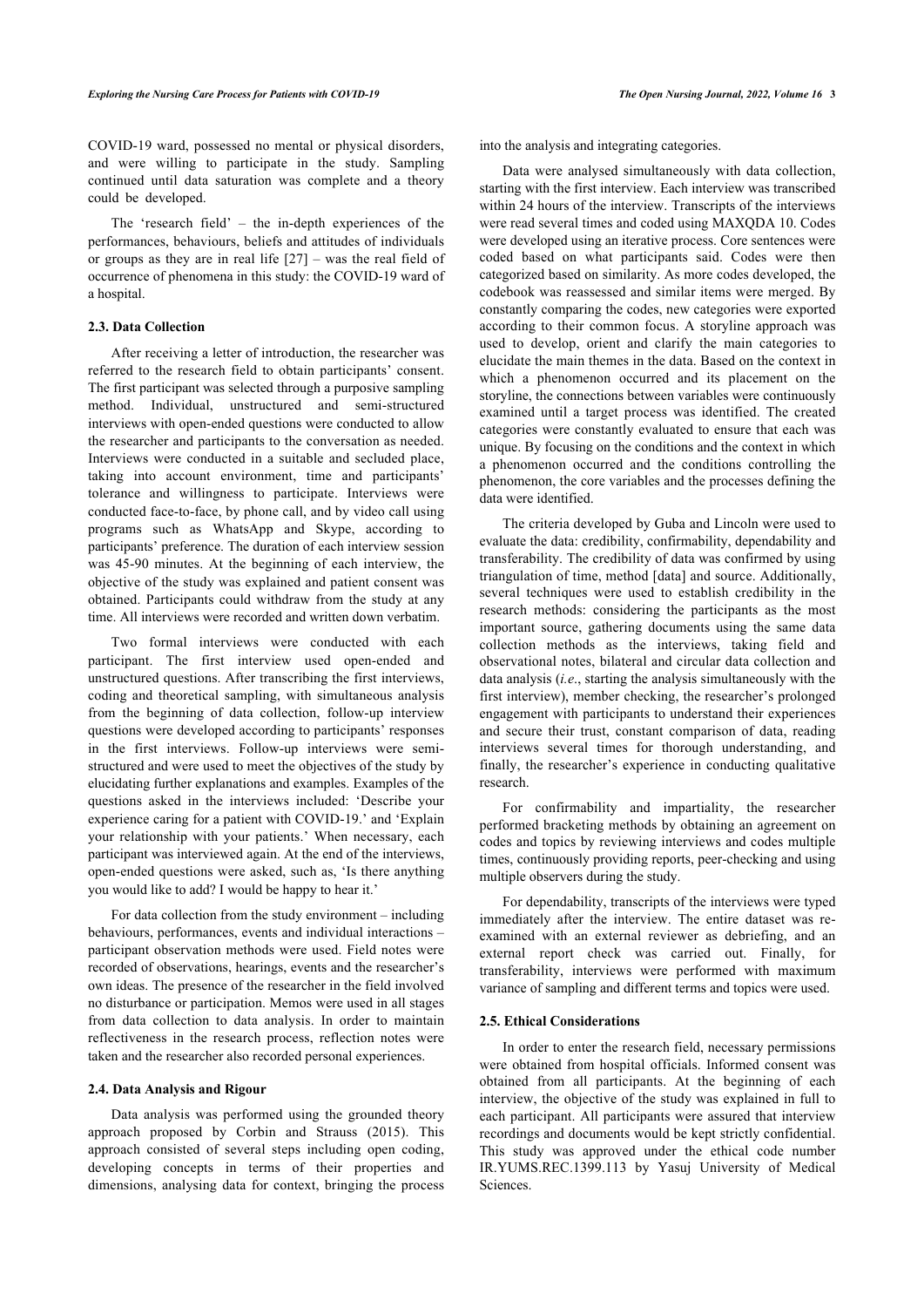COVID-19 ward, possessed no mental or physical disorders, and were willing to participate in the study. Sampling continued until data saturation was complete and a theory could be developed.

The 'research field' – the in-depth experiences of the performances, behaviours, beliefs and attitudes of individuals or groups as they are in real life [27] – was the real field of occurrence of phenomena in this study: the COVID-19 ward of a hospital.

### 2.3. Data Collection

After receiving a letter of introduction, the researcher was referred to the research field to obtain participants' consent. The first participant was selected through a purposive sampling method. Individual, unstructured and semi-structured interviews with open-ended questions were conducted to allow the researcher and participants to the conversation as needed. Interviews were conducted in a suitable and secluded place, taking into account environment, time and participants' tolerance and willingness to participate. Interviews were conducted face-to-face, by phone call, and by video call using programs such as WhatsApp and Skype, according to participants' preference. The duration of each interview session was 45-90 minutes. At the beginning of each interview, the objective of the study was explained and patient consent was obtained. Participants could withdraw from the study at any time. All interviews were recorded and written down verbatim.

Two formal interviews were conducted with each participant. The first interview used open-ended and unstructured questions. After transcribing the first interviews, coding and theoretical sampling, with simultaneous analysis from the beginning of data collection, follow-up interview questions were developed according to participants' responses in the first interviews. Follow-up interviews were semi-structured and were used to meet the objectives of the study by elucidating further explanations and examples. Examples of the questions asked in the interviews included: 'Describe your experience caring for a patient with COVID-19.' and 'Explain your relationship with your patients.' When necessary, each participant was interviewed again. At the end of the interviews, open-ended questions were asked, such as, 'Is there anything you would like to add? I would be happy to hear it.'

For data collection from the study environment – including behaviours, performances, events and individual interactions – participant observation methods were used. Field notes were recorded of observations, hearings, events and the researcher's own ideas. The presence of the researcher in the field involved no disturbance or participation. Memos were used in all stages from data collection to data analysis. In order to maintain reflectiveness in the research process, reflection notes were taken and the researcher also recorded personal experiences.

### 2.4. Data Analysis and Rigour

Data analysis was performed using the grounded theory approach proposed by Corbin and Strauss (2015). This approach consisted of several steps including open coding, developing concepts in terms of their properties and dimensions, analysing data for context, bringing the process into the analysis and integrating categories.

Data were analysed simultaneously with data collection, starting with the first interview. Each interview was transcribed within 24 hours of the interview. Transcripts of the interviews were read several times and coded using MAXQDA 10. Codes were developed using an iterative process. Core sentences were coded based on what participants said. Codes were then categorized based on similarity. As more codes developed, the codebook was reassessed and similar items were merged. By constantly comparing the codes, new categories were exported according to their common focus. A storyline approach was used to develop, orient and clarify the main categories to elucidate the main themes in the data. Based on the context in which a phenomenon occurred and its placement on the storyline, the connections between variables were continuously examined until a target process was identified. The created categories were constantly evaluated to ensure that each was unique. By focusing on the conditions and the context in which a phenomenon occurred and the conditions controlling the phenomenon, the core variables and the processes defining the data were identified.

The criteria developed by Guba and Lincoln were used to evaluate the data: credibility, confirmability, dependability and transferability. The credibility of data was confirmed by using triangulation of time, method [data] and source. Additionally, several techniques were used to establish credibility in the research methods: considering the participants as the most important source, gathering documents using the same data collection methods as the interviews, taking field and observational notes, bilateral and circular data collection and data analysis (*i.e.*, starting the analysis simultaneously with the first interview), member checking, the researcher's prolonged engagement with participants to understand their experiences and secure their trust, constant comparison of data, reading interviews several times for thorough understanding, and finally, the researcher's experience in conducting qualitative research.

For confirmability and impartiality, the researcher performed bracketing methods by obtaining an agreement on codes and topics by reviewing interviews and codes multiple times, continuously providing reports, peer-checking and using multiple observers during the study.

For dependability, transcripts of the interviews were typed immediately after the interview. The entire dataset was re-examined with an external reviewer as debriefing, and an external report check was carried out. Finally, for transferability, interviews were performed with maximum variance of sampling and different terms and topics were used.

### 2.5. Ethical Considerations

In order to enter the research field, necessary permissions were obtained from hospital officials. Informed consent was obtained from all participants. At the beginning of each interview, the objective of the study was explained in full to each participant. All participants were assured that interview recordings and documents would be kept strictly confidential. This study was approved under the ethical code number IR.YUMS.REC.1399.113 by Yasuj University of Medical Sciences.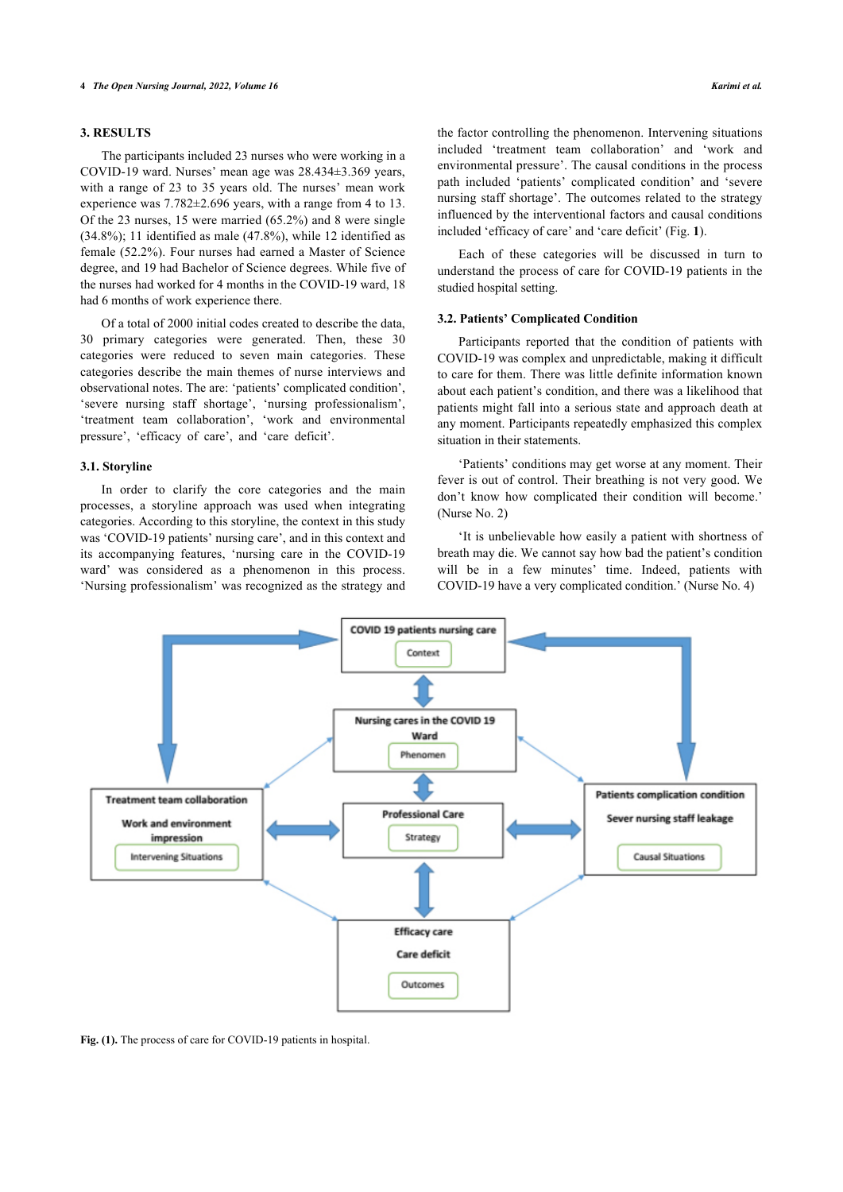## 3. RESULTS

The participants included 23 nurses who were working in a COVID-19 ward. Nurses' mean age was 28.434±3.369 years, with a range of 23 to 35 years old. The nurses' mean work experience was 7.782±2.696 years, with a range from 4 to 13. Of the 23 nurses, 15 were married (65.2%) and 8 were single (34.8%); 11 identified as male (47.8%), while 12 identified as female (52.2%). Four nurses had earned a Master of Science degree, and 19 had Bachelor of Science degrees. While five of the nurses had worked for 4 months in the COVID-19 ward, 18 had 6 months of work experience there.

Of a total of 2000 initial codes created to describe the data, 30 primary categories were generated. Then, these 30 categories were reduced to seven main categories. These categories describe the main themes of nurse interviews and observational notes. The are: 'patients' complicated condition', 'severe nursing staff shortage', 'nursing professionalism', 'treatment team collaboration', 'work and environmental pressure', 'efficacy of care', and 'care deficit'.

### 3.1. Storyline

In order to clarify the core categories and the main processes, a storyline approach was used when integrating categories. According to this storyline, the context in this study was 'COVID-19 patients' nursing care', and in this context and its accompanying features, 'nursing care in the COVID-19 ward' was considered as a phenomenon in this process. 'Nursing professionalism' was recognized as the strategy and the factor controlling the phenomenon. Intervening situations included 'treatment team collaboration' and 'work and environmental pressure'. The causal conditions in the process path included 'patients' complicated condition' and 'severe nursing staff shortage'. The outcomes related to the strategy influenced by the interventional factors and causal conditions included 'efficacy of care' and 'care deficit' (Fig. **1**).

Each of these categories will be discussed in turn to understand the process of care for COVID-19 patients in the studied hospital setting.

### 3.2. Patients' Complicated Condition

Participants reported that the condition of patients with COVID-19 was complex and unpredictable, making it difficult to care for them. There was little definite information known about each patient's condition, and there was a likelihood that patients might fall into a serious state and approach death at any moment. Participants repeatedly emphasized this complex situation in their statements.

'Patients' conditions may get worse at any moment. Their fever is out of control. Their breathing is not very good. We don't know how complicated their condition will become.' (Nurse No. 2)

'It is unbelievable how easily a patient with shortness of breath may die. We cannot say how bad the patient's condition will be in a few minutes' time. Indeed, patients with COVID-19 have a very complicated condition.' (Nurse No. 4)

COVID 19 patients nursing care
Context

Nursing cares in the COVID 19 Ward
Phenomen

Treatment team collaboration
Work and environment impression
Intervening Situations

Professional Care
Strategy

Patients complication condition
Sever nursing staff leakage
Causal Situations

Efficacy care
Care deficit
Outcomes

**Fig. (1).** The process of care for COVID-19 patients in hospital.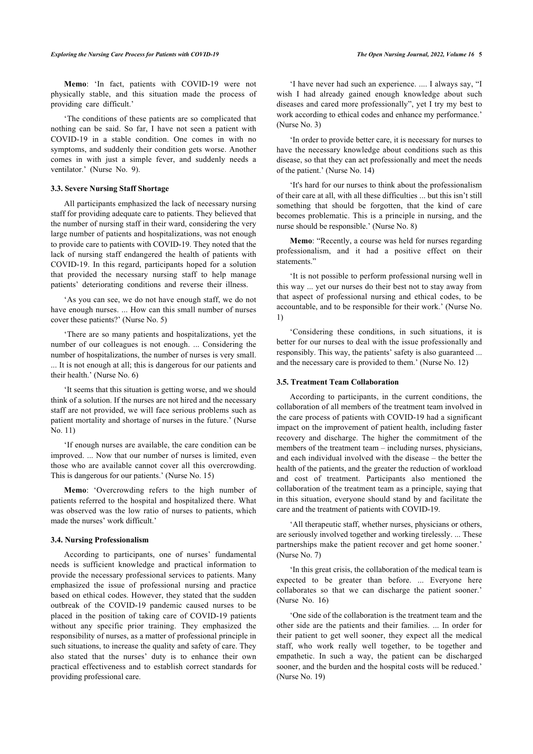**Memo**: 'In fact, patients with COVID-19 were not physically stable, and this situation made the process of providing care difficult.'

'The conditions of these patients are so complicated that nothing can be said. So far, I have not seen a patient with COVID-19 in a stable condition. One comes in with no symptoms, and suddenly their condition gets worse. Another comes in with just a simple fever, and suddenly needs a ventilator.' (Nurse No. 9).

### 3.3. Severe Nursing Staff Shortage

All participants emphasized the lack of necessary nursing staff for providing adequate care to patients. They believed that the number of nursing staff in their ward, considering the very large number of patients and hospitalizations, was not enough to provide care to patients with COVID-19. They noted that the lack of nursing staff endangered the health of patients with COVID-19. In this regard, participants hoped for a solution that provided the necessary nursing staff to help manage patients' deteriorating conditions and reverse their illness.

'As you can see, we do not have enough staff, we do not have enough nurses. ... How can this small number of nurses cover these patients?' (Nurse No. 5)

'There are so many patients and hospitalizations, yet the number of our colleagues is not enough. ... Considering the number of hospitalizations, the number of nurses is very small. ... It is not enough at all; this is dangerous for our patients and their health.' (Nurse No. 6)

'It seems that this situation is getting worse, and we should think of a solution. If the nurses are not hired and the necessary staff are not provided, we will face serious problems such as patient mortality and shortage of nurses in the future.' (Nurse No. 11)

'If enough nurses are available, the care condition can be improved. ... Now that our number of nurses is limited, even those who are available cannot cover all this overcrowding. This is dangerous for our patients.' (Nurse No. 15)

**Memo**: 'Overcrowding refers to the high number of patients referred to the hospital and hospitalized there. What was observed was the low ratio of nurses to patients, which made the nurses' work difficult.'

### 3.4. Nursing Professionalism

According to participants, one of nurses' fundamental needs is sufficient knowledge and practical information to provide the necessary professional services to patients. Many emphasized the issue of professional nursing and practice based on ethical codes. However, they stated that the sudden outbreak of the COVID-19 pandemic caused nurses to be placed in the position of taking care of COVID-19 patients without any specific prior training. They emphasized the responsibility of nurses, as a matter of professional principle in such situations, to increase the quality and safety of care. They also stated that the nurses' duty is to enhance their own practical effectiveness and to establish correct standards for providing professional care.

'I have never had such an experience. .... I always say, "I wish I had already gained enough knowledge about such diseases and cared more professionally", yet I try my best to work according to ethical codes and enhance my performance.' (Nurse No. 3)

'In order to provide better care, it is necessary for nurses to have the necessary knowledge about conditions such as this disease, so that they can act professionally and meet the needs of the patient.' (Nurse No. 14)

'It's hard for our nurses to think about the professionalism of their care at all, with all these difficulties ... but this isn't still something that should be forgotten, that the kind of care becomes problematic. This is a principle in nursing, and the nurse should be responsible.' (Nurse No. 8)

**Memo**: "Recently, a course was held for nurses regarding professionalism, and it had a positive effect on their statements."

'It is not possible to perform professional nursing well in this way ... yet our nurses do their best not to stay away from that aspect of professional nursing and ethical codes, to be accountable, and to be responsible for their work.' (Nurse No. 1)

'Considering these conditions, in such situations, it is better for our nurses to deal with the issue professionally and responsibly. This way, the patients' safety is also guaranteed ... and the necessary care is provided to them.' (Nurse No. 12)

### 3.5. Treatment Team Collaboration

According to participants, in the current conditions, the collaboration of all members of the treatment team involved in the care process of patients with COVID-19 had a significant impact on the improvement of patient health, including faster recovery and discharge. The higher the commitment of the members of the treatment team – including nurses, physicians, and each individual involved with the disease – the better the health of the patients, and the greater the reduction of workload and cost of treatment. Participants also mentioned the collaboration of the treatment team as a principle, saying that in this situation, everyone should stand by and facilitate the care and the treatment of patients with COVID-19.

'All therapeutic staff, whether physicians or others, are seriously involved together and working tirelessly. ... These partnerships make the patient recover and get home sooner.' (Nurse No. 7)

'In this great crisis, the collaboration of the medical team is expected to be greater than before. ... Everyone here collaborates so that we can discharge the patient sooner.' (Nurse No. 16)

'One side of the collaboration is the treatment team and the other side are the patients and their families. ... In order for their patient to get well sooner, they expect all the medical staff, who work really well together, to be together and empathetic. In such a way, the patient can be discharged sooner, and the burden and the hospital costs will be reduced.' (Nurse No. 19)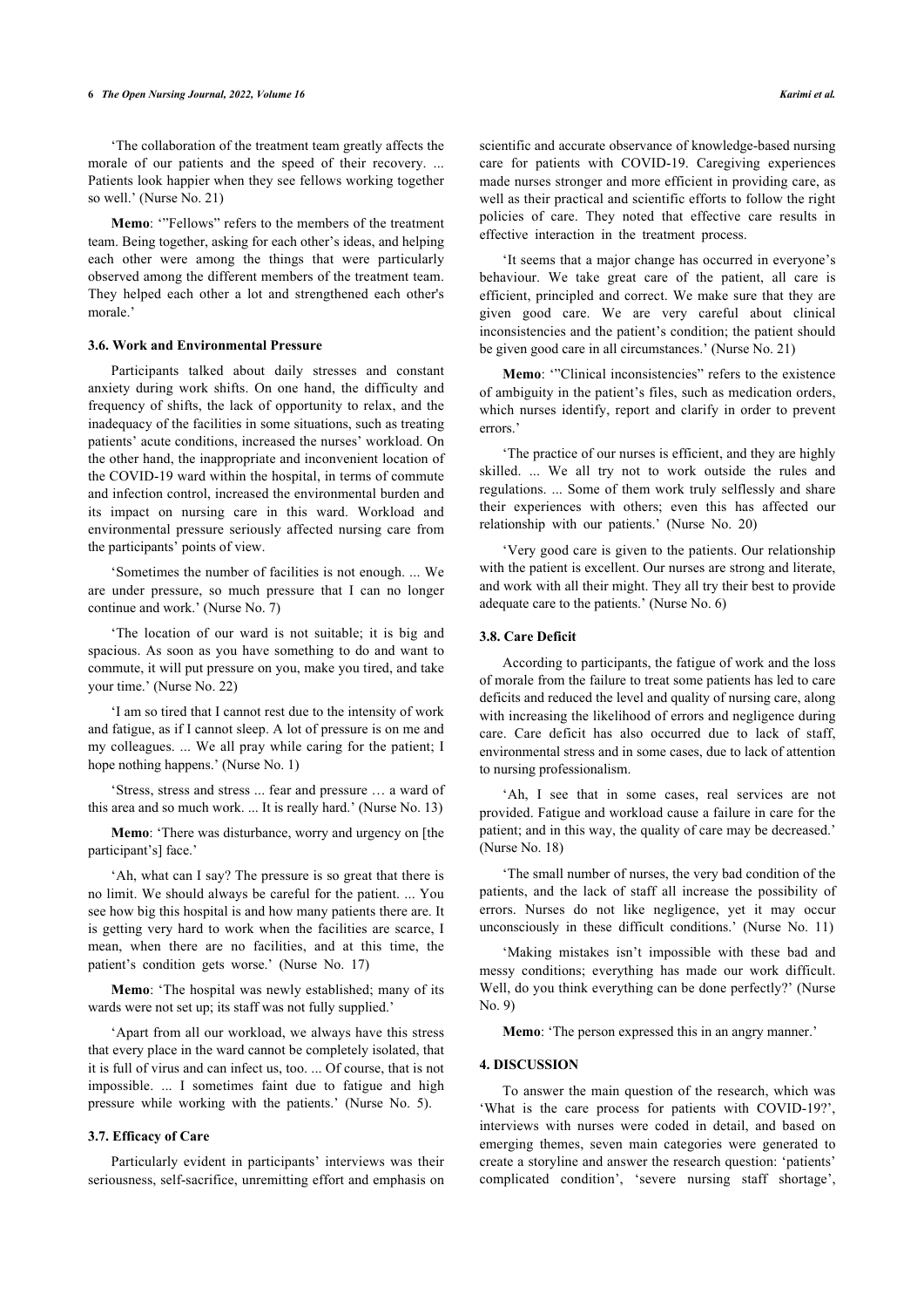'The collaboration of the treatment team greatly affects the morale of our patients and the speed of their recovery. ... Patients look happier when they see fellows working together so well.' (Nurse No. 21)

**Memo**: '"Fellows" refers to the members of the treatment team. Being together, asking for each other's ideas, and helping each other were among the things that were particularly observed among the different members of the treatment team. They helped each other a lot and strengthened each other's morale.'

### 3.6. Work and Environmental Pressure

Participants talked about daily stresses and constant anxiety during work shifts. On one hand, the difficulty and frequency of shifts, the lack of opportunity to relax, and the inadequacy of the facilities in some situations, such as treating patients' acute conditions, increased the nurses' workload. On the other hand, the inappropriate and inconvenient location of the COVID-19 ward within the hospital, in terms of commute and infection control, increased the environmental burden and its impact on nursing care in this ward. Workload and environmental pressure seriously affected nursing care from the participants' points of view.

'Sometimes the number of facilities is not enough. ... We are under pressure, so much pressure that I can no longer continue and work.' (Nurse No. 7)

'The location of our ward is not suitable; it is big and spacious. As soon as you have something to do and want to commute, it will put pressure on you, make you tired, and take your time.' (Nurse No. 22)

'I am so tired that I cannot rest due to the intensity of work and fatigue, as if I cannot sleep. A lot of pressure is on me and my colleagues. ... We all pray while caring for the patient; I hope nothing happens.' (Nurse No. 1)

'Stress, stress and stress ... fear and pressure … a ward of this area and so much work. ... It is really hard.' (Nurse No. 13)

**Memo**: 'There was disturbance, worry and urgency on [the participant's] face.'

'Ah, what can I say? The pressure is so great that there is no limit. We should always be careful for the patient. ... You see how big this hospital is and how many patients there are. It is getting very hard to work when the facilities are scarce, I mean, when there are no facilities, and at this time, the patient's condition gets worse.' (Nurse No. 17)

**Memo**: 'The hospital was newly established; many of its wards were not set up; its staff was not fully supplied.'

'Apart from all our workload, we always have this stress that every place in the ward cannot be completely isolated, that it is full of virus and can infect us, too. ... Of course, that is not impossible. ... I sometimes faint due to fatigue and high pressure while working with the patients.' (Nurse No. 5).

### 3.7. Efficacy of Care

Particularly evident in participants' interviews was their seriousness, self-sacrifice, unremitting effort and emphasis on scientific and accurate observance of knowledge-based nursing care for patients with COVID-19. Caregiving experiences made nurses stronger and more efficient in providing care, as well as their practical and scientific efforts to follow the right policies of care. They noted that effective care results in effective interaction in the treatment process.

'It seems that a major change has occurred in everyone's behaviour. We take great care of the patient, all care is efficient, principled and correct. We make sure that they are given good care. We are very careful about clinical inconsistencies and the patient's condition; the patient should be given good care in all circumstances.' (Nurse No. 21)

**Memo**: '"Clinical inconsistencies" refers to the existence of ambiguity in the patient's files, such as medication orders, which nurses identify, report and clarify in order to prevent errors.'

'The practice of our nurses is efficient, and they are highly skilled. ... We all try not to work outside the rules and regulations. ... Some of them work truly selflessly and share their experiences with others; even this has affected our relationship with our patients.' (Nurse No. 20)

'Very good care is given to the patients. Our relationship with the patient is excellent. Our nurses are strong and literate, and work with all their might. They all try their best to provide adequate care to the patients.' (Nurse No. 6)

### 3.8. Care Deficit

According to participants, the fatigue of work and the loss of morale from the failure to treat some patients has led to care deficits and reduced the level and quality of nursing care, along with increasing the likelihood of errors and negligence during care. Care deficit has also occurred due to lack of staff, environmental stress and in some cases, due to lack of attention to nursing professionalism.

'Ah, I see that in some cases, real services are not provided. Fatigue and workload cause a failure in care for the patient; and in this way, the quality of care may be decreased.' (Nurse No. 18)

'The small number of nurses, the very bad condition of the patients, and the lack of staff all increase the possibility of errors. Nurses do not like negligence, yet it may occur unconsciously in these difficult conditions.' (Nurse No. 11)

'Making mistakes isn't impossible with these bad and messy conditions; everything has made our work difficult. Well, do you think everything can be done perfectly?' (Nurse No. 9)

**Memo**: 'The person expressed this in an angry manner.'

## 4. DISCUSSION

To answer the main question of the research, which was 'What is the care process for patients with COVID-19?', interviews with nurses were coded in detail, and based on emerging themes, seven main categories were generated to create a storyline and answer the research question: 'patients' complicated condition', 'severe nursing staff shortage',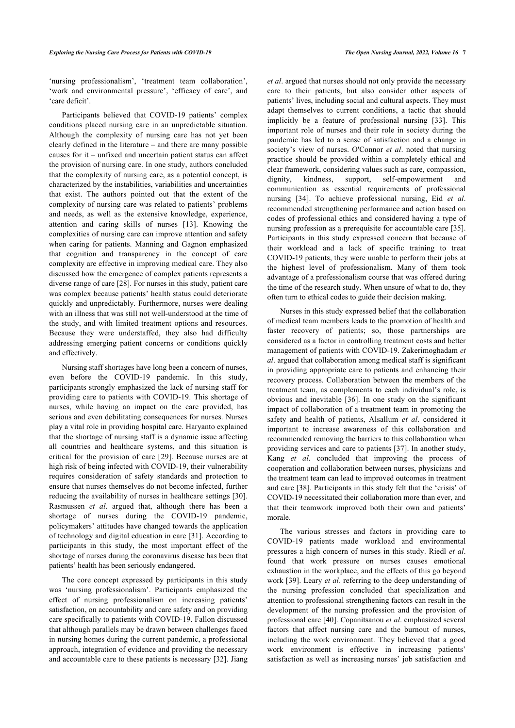'nursing professionalism', 'treatment team collaboration', 'work and environmental pressure', 'efficacy of care', and 'care deficit'.

Participants believed that COVID-19 patients' complex conditions placed nursing care in an unpredictable situation. Although the complexity of nursing care has not yet been clearly defined in the literature – and there are many possible causes for it – unfixed and uncertain patient status can affect the provision of nursing care. In one study, authors concluded that the complexity of nursing care, as a potential concept, is characterized by the instabilities, variabilities and uncertainties that exist. The authors pointed out that the extent of the complexity of nursing care was related to patients' problems and needs, as well as the extensive knowledge, experience, attention and caring skills of nurses [13]. Knowing the complexities of nursing care can improve attention and safety when caring for patients. Manning and Gagnon emphasized that cognition and transparency in the concept of care complexity are effective in improving medical care. They also discussed how the emergence of complex patients represents a diverse range of care [28]. For nurses in this study, patient care was complex because patients' health status could deteriorate quickly and unpredictably. Furthermore, nurses were dealing with an illness that was still not well-understood at the time of the study, and with limited treatment options and resources. Because they were understaffed, they also had difficulty addressing emerging patient concerns or conditions quickly and effectively.

Nursing staff shortages have long been a concern of nurses, even before the COVID-19 pandemic. In this study, participants strongly emphasized the lack of nursing staff for providing care to patients with COVID-19. This shortage of nurses, while having an impact on the care provided, has serious and even debilitating consequences for nurses. Nurses play a vital role in providing hospital care. Haryanto explained that the shortage of nursing staff is a dynamic issue affecting all countries and healthcare systems, and this situation is critical for the provision of care [29]. Because nurses are at high risk of being infected with COVID-19, their vulnerability requires consideration of safety standards and protection to ensure that nurses themselves do not become infected, further reducing the availability of nurses in healthcare settings [30]. Rasmussen *et al*. argued that, although there has been a shortage of nurses during the COVID-19 pandemic, policymakers' attitudes have changed towards the application of technology and digital education in care [31]. According to participants in this study, the most important effect of the shortage of nurses during the coronavirus disease has been that patients' health has been seriously endangered.

The core concept expressed by participants in this study was 'nursing professionalism'. Participants emphasized the effect of nursing professionalism on increasing patients' satisfaction, on accountability and care safety and on providing care specifically to patients with COVID-19. Fallon discussed that although parallels may be drawn between challenges faced in nursing homes during the current pandemic, a professional approach, integration of evidence and providing the necessary and accountable care to these patients is necessary [32]. Jiang *et al*. argued that nurses should not only provide the necessary care to their patients, but also consider other aspects of patients' lives, including social and cultural aspects. They must adapt themselves to current conditions, a tactic that should implicitly be a feature of professional nursing [33]. This important role of nurses and their role in society during the pandemic has led to a sense of satisfaction and a change in society's view of nurses. O'Connor *et al*. noted that nursing practice should be provided within a completely ethical and clear framework, considering values such as care, compassion, dignity, kindness, support, self-empowerment and communication as essential requirements of professional nursing [34]. To achieve professional nursing, Eid *et al*. recommended strengthening performance and action based on codes of professional ethics and considered having a type of nursing profession as a prerequisite for accountable care [35]. Participants in this study expressed concern that because of their workload and a lack of specific training to treat COVID-19 patients, they were unable to perform their jobs at the highest level of professionalism. Many of them took advantage of a professionalism course that was offered during the time of the research study. When unsure of what to do, they often turn to ethical codes to guide their decision making.

Nurses in this study expressed belief that the collaboration of medical team members leads to the promotion of health and faster recovery of patients; so, those partnerships are considered as a factor in controlling treatment costs and better management of patients with COVID-19. Zakerimoghadam *et al*. argued that collaboration among medical staff is significant in providing appropriate care to patients and enhancing their recovery process. Collaboration between the members of the treatment team, as complements to each individual's role, is obvious and inevitable [36]. In one study on the significant impact of collaboration of a treatment team in promoting the safety and health of patients, Alsallum *et al*. considered it important to increase awareness of this collaboration and recommended removing the barriers to this collaboration when providing services and care to patients [37]. In another study, Kang *et al*. concluded that improving the process of cooperation and collaboration between nurses, physicians and the treatment team can lead to improved outcomes in treatment and care [38]. Participants in this study felt that the 'crisis' of COVID-19 necessitated their collaboration more than ever, and that their teamwork improved both their own and patients' morale.

The various stresses and factors in providing care to COVID-19 patients made workload and environmental pressures a high concern of nurses in this study. Riedl *et al*. found that work pressure on nurses causes emotional exhaustion in the workplace, and the effects of this go beyond work [39]. Leary *et al*. referring to the deep understanding of the nursing profession concluded that specialization and attention to professional strengthening factors can result in the development of the nursing profession and the provision of professional care [40]. Copanitsanou *et al*. emphasized several factors that affect nursing care and the burnout of nurses, including the work environment. They believed that a good work environment is effective in increasing patients' satisfaction as well as increasing nurses' job satisfaction and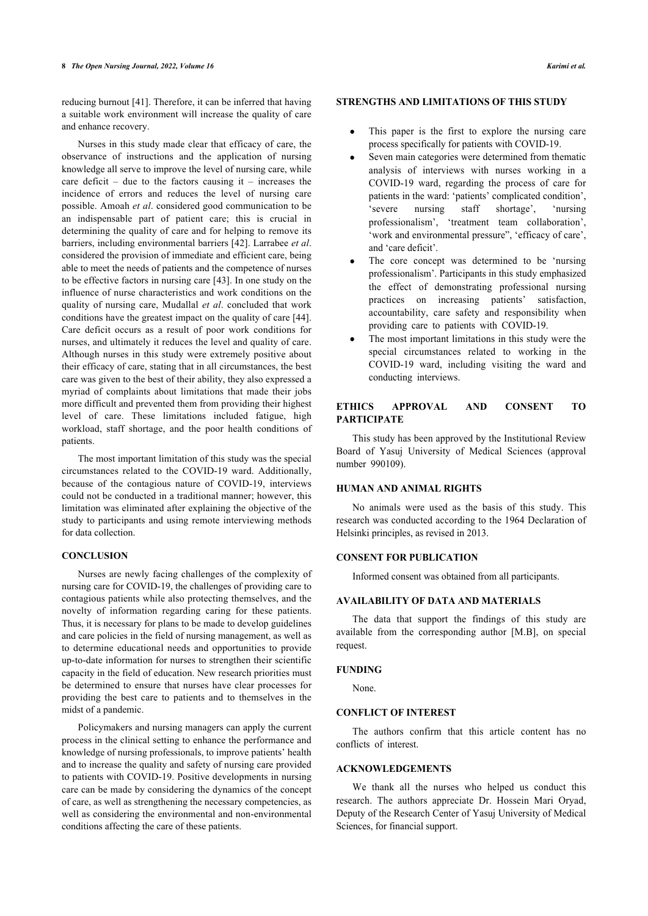reducing burnout [41]. Therefore, it can be inferred that having a suitable work environment will increase the quality of care and enhance recovery.

Nurses in this study made clear that efficacy of care, the observance of instructions and the application of nursing knowledge all serve to improve the level of nursing care, while care deficit – due to the factors causing it – increases the incidence of errors and reduces the level of nursing care possible. Amoah *et al*. considered good communication to be an indispensable part of patient care; this is crucial in determining the quality of care and for helping to remove its barriers, including environmental barriers [42]. Larrabee *et al*. considered the provision of immediate and efficient care, being able to meet the needs of patients and the competence of nurses to be effective factors in nursing care [43]. In one study on the influence of nurse characteristics and work conditions on the quality of nursing care, Mudallal *et al*. concluded that work conditions have the greatest impact on the quality of care [44]. Care deficit occurs as a result of poor work conditions for nurses, and ultimately it reduces the level and quality of care. Although nurses in this study were extremely positive about their efficacy of care, stating that in all circumstances, the best care was given to the best of their ability, they also expressed a myriad of complaints about limitations that made their jobs more difficult and prevented them from providing their highest level of care. These limitations included fatigue, high workload, staff shortage, and the poor health conditions of patients.

The most important limitation of this study was the special circumstances related to the COVID-19 ward. Additionally, because of the contagious nature of COVID-19, interviews could not be conducted in a traditional manner; however, this limitation was eliminated after explaining the objective of the study to participants and using remote interviewing methods for data collection.

## CONCLUSION

Nurses are newly facing challenges of the complexity of nursing care for COVID-19, the challenges of providing care to contagious patients while also protecting themselves, and the novelty of information regarding caring for these patients. Thus, it is necessary for plans to be made to develop guidelines and care policies in the field of nursing management, as well as to determine educational needs and opportunities to provide up-to-date information for nurses to strengthen their scientific capacity in the field of education. New research priorities must be determined to ensure that nurses have clear processes for providing the best care to patients and to themselves in the midst of a pandemic.

Policymakers and nursing managers can apply the current process in the clinical setting to enhance the performance and knowledge of nursing professionals, to improve patients' health and to increase the quality and safety of nursing care provided to patients with COVID-19. Positive developments in nursing care can be made by considering the dynamics of the concept of care, as well as strengthening the necessary competencies, as well as considering the environmental and non-environmental conditions affecting the care of these patients.

## STRENGTHS AND LIMITATIONS OF THIS STUDY

- This paper is the first to explore the nursing care process specifically for patients with COVID-19.
- Seven main categories were determined from thematic analysis of interviews with nurses working in a COVID-19 ward, regarding the process of care for patients in the ward: 'patients' complicated condition', 'severe nursing staff shortage', 'nursing professionalism', 'treatment team collaboration', 'work and environmental pressure", 'efficacy of care', and 'care deficit'.
- The core concept was determined to be 'nursing professionalism'. Participants in this study emphasized the effect of demonstrating professional nursing practices on increasing patients' satisfaction, accountability, care safety and responsibility when providing care to patients with COVID-19.
- The most important limitations in this study were the special circumstances related to working in the COVID-19 ward, including visiting the ward and conducting interviews.

## ETHICS APPROVAL AND CONSENT TO PARTICIPATE

This study has been approved by the Institutional Review Board of Yasuj University of Medical Sciences (approval number 990109).

## HUMAN AND ANIMAL RIGHTS

No animals were used as the basis of this study. This research was conducted according to the 1964 Declaration of Helsinki principles, as revised in 2013.

## CONSENT FOR PUBLICATION

Informed consent was obtained from all participants.

## AVAILABILITY OF DATA AND MATERIALS

The data that support the findings of this study are available from the corresponding author [M.B], on special request.

## FUNDING

None.

## CONFLICT OF INTEREST

The authors confirm that this article content has no conflicts of interest.

## ACKNOWLEDGEMENTS

We thank all the nurses who helped us conduct this research. The authors appreciate Dr. Hossein Mari Oryad, Deputy of the Research Center of Yasuj University of Medical Sciences, for financial support.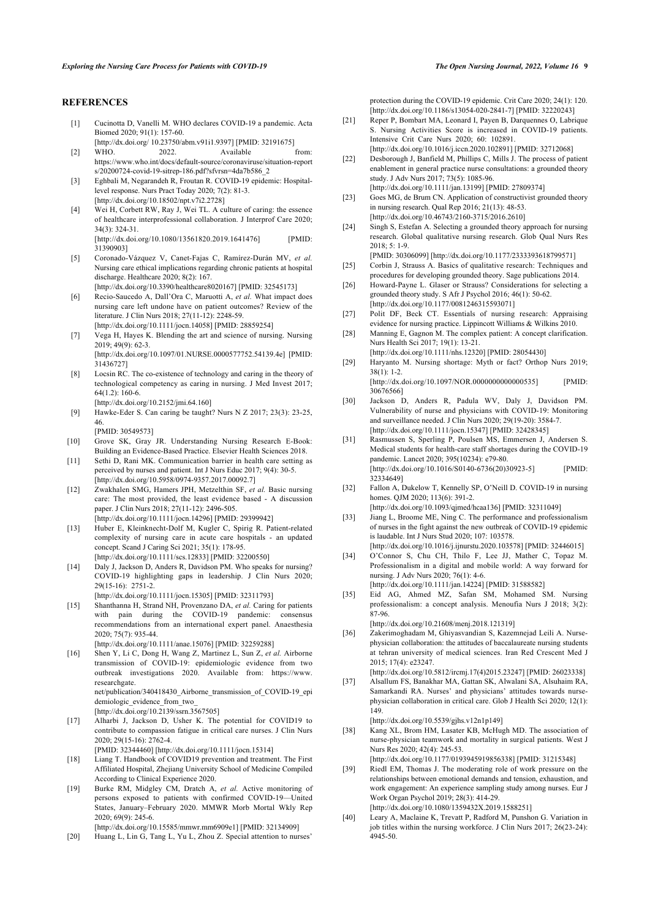## REFERENCES

[1] Cucinotta D, Vanelli M. WHO declares COVID-19 a pandemic. Acta Biomed 2020; 91(1): 157-60.
[http://dx.doi.org/ 10.23750/abm.v91i1.9397] [PMID: 32191675]

[2] WHO. 2022. Available from: https://www.who.int/docs/default-source/coronaviruse/situation-reports/20200724-covid-19-sitrep-186.pdf?sfvrsn=4da7b586_2

[3] Eghbali M, Negarandeh R, Froutan R. COVID-19 epidemic: Hospital-level response. Nurs Pract Today 2020; 7(2): 81-3.
[http://dx.doi.org/10.18502/npt.v7i2.2728]

[4] Wei H, Corbett RW, Ray J, Wei TL. A culture of caring: the essence of healthcare interprofessional collaboration. J Interprof Care 2020; 34(3): 324-31.
[http://dx.doi.org/10.1080/13561820.2019.1641476] [PMID: 31390903]

[5] Coronado-Vázquez V, Canet-Fajas C, Ramírez-Durán MV, *et al.* Nursing care ethical implications regarding chronic patients at hospital discharge. Healthcare 2020; 8(2): 167.
[http://dx.doi.org/10.3390/healthcare8020167] [PMID: 32545173]

[6] Recio-Saucedo A, Dall'Ora C, Maruotti A, *et al.* What impact does nursing care left undone have on patient outcomes? Review of the literature. J Clin Nurs 2018; 27(11-12): 2248-59.
[http://dx.doi.org/10.1111/jocn.14058] [PMID: 28859254]

[7] Vega H, Hayes K. Blending the art and science of nursing. Nursing 2019; 49(9): 62-3.
[http://dx.doi.org/10.1097/01.NURSE.0000577752.54139.4e] [PMID: 31436727]

[8] Locsin RC. The co-existence of technology and caring in the theory of technological competency as caring in nursing. J Med Invest 2017; 64(1.2): 160-6.
[http://dx.doi.org/10.2152/jmi.64.160]

[9] Hawke-Eder S. Can caring be taught? Nurs N Z 2017; 23(3): 23-25, 46.
[PMID: 30549573]

[10] Grove SK, Gray JR. Understanding Nursing Research E-Book: Building an Evidence-Based Practice. Elsevier Health Sciences 2018.

[11] Sethi D, Rani MK. Communication barrier in health care setting as perceived by nurses and patient. Int J Nurs Educ 2017; 9(4): 30-5.
[http://dx.doi.org/10.5958/0974-9357.2017.00092.7]

[12] Zwakhalen SMG, Hamers JPH, Metzelthin SF, *et al.* Basic nursing care: The most provided, the least evidence based - A discussion paper. J Clin Nurs 2018; 27(11-12): 2496-505.
[http://dx.doi.org/10.1111/jocn.14296] [PMID: 29399942]

[13] Huber E, Kleinknecht-Dolf M, Kugler C, Spirig R. Patient-related complexity of nursing care in acute care hospitals - an updated concept. Scand J Caring Sci 2021; 35(1): 178-95.
[http://dx.doi.org/10.1111/scs.12833] [PMID: 32200550]

[14] Daly J, Jackson D, Anders R, Davidson PM. Who speaks for nursing? COVID-19 highlighting gaps in leadership. J Clin Nurs 2020; 29(15-16): 2751-2.
[http://dx.doi.org/10.1111/jocn.15305] [PMID: 32311793]

[15] Shanthanna H, Strand NH, Provenzano DA, *et al.* Caring for patients with pain during the COVID-19 pandemic: consensus recommendations from an international expert panel. Anaesthesia 2020; 75(7): 935-44.
[http://dx.doi.org/10.1111/anae.15076] [PMID: 32259288]

[16] Shen Y, Li C, Dong H, Wang Z, Martinez L, Sun Z, *et al.* Airborne transmission of COVID-19: epidemiologic evidence from two outbreak investigations 2020. Available from: https://www.researchgate.net/publication/340418430_Airborne_transmission_of_COVID-19_epidemiologic_evidence_from_two_
[http://dx.doi.org/10.2139/ssrn.3567505]

[17] Alharbi J, Jackson D, Usher K. The potential for COVID19 to contribute to compassion fatigue in critical care nurses. J Clin Nurs 2020; 29(15-16): 2762-4.
[PMID: 32344460] [http://dx.doi.org/10.1111/jocn.15314]

[18] Liang T. Handbook of COVID19 prevention and treatment. The First Affiliated Hospital, Zhejiang University School of Medicine Compiled According to Clinical Experience 2020.

[19] Burke RM, Midgley CM, Dratch A, *et al.* Active monitoring of persons exposed to patients with confirmed COVID-19—United States, January–February 2020. MMWR Morb Mortal Wkly Rep 2020; 69(9): 245-6.
[http://dx.doi.org/10.15585/mmwr.mm6909e1] [PMID: 32134909]

[20] Huang L, Lin G, Tang L, Yu L, Zhou Z. Special attention to nurses' protection during the COVID-19 epidemic. Crit Care 2020; 24(1): 120.
[http://dx.doi.org/10.1186/s13054-020-2841-7] [PMID: 32220243]

[21] Reper P, Bombart MA, Leonard I, Payen B, Darquennes O, Labrique S. Nursing Activities Score is increased in COVID-19 patients. Intensive Crit Care Nurs 2020; 60: 102891.
[http://dx.doi.org/10.1016/j.iccn.2020.102891] [PMID: 32712068]

[22] Desborough J, Banfield M, Phillips C, Mills J. The process of patient enablement in general practice nurse consultations: a grounded theory study. J Adv Nurs 2017; 73(5): 1085-96.
[http://dx.doi.org/10.1111/jan.13199] [PMID: 27809374]

[23] Goes MG, de Brum CN. Application of constructivist grounded theory in nursing research. Qual Rep 2016; 21(13): 48-53.
[http://dx.doi.org/10.46743/2160-3715/2016.2610]

[24] Singh S, Estefan A. Selecting a grounded theory approach for nursing research. Global qualitative nursing research. Glob Qual Nurs Res 2018; 5: 1-9.
[PMID: 30306099] [http://dx.doi.org/10.1177/2333393618799571]

[25] Corbin J, Strauss A. Basics of qualitative research: Techniques and procedures for developing grounded theory. Sage publications 2014.

[26] Howard-Payne L. Glaser or Strauss? Considerations for selecting a grounded theory study. S Afr J Psychol 2016; 46(1): 50-62.
[http://dx.doi.org/10.1177/0081246315593071]

[27] Polit DF, Beck CT. Essentials of nursing research: Appraising evidence for nursing practice. Lippincott Williams & Wilkins 2010.

[28] Manning E, Gagnon M. The complex patient: A concept clarification. Nurs Health Sci 2017; 19(1): 13-21.
[http://dx.doi.org/10.1111/nhs.12320] [PMID: 28054430]

[29] Haryanto M. Nursing shortage: Myth or fact? Orthop Nurs 2019; 38(1): 1-2.
[http://dx.doi.org/10.1097/NOR.0000000000000535] [PMID: 30676566]

[30] Jackson D, Anders R, Padula WV, Daly J, Davidson PM. Vulnerability of nurse and physicians with COVID-19: Monitoring and surveillance needed. J Clin Nurs 2020; 29(19-20): 3584-7.
[http://dx.doi.org/10.1111/jocn.15347] [PMID: 32428345]

[31] Rasmussen S, Sperling P, Poulsen MS, Emmersen J, Andersen S. Medical students for health-care staff shortages during the COVID-19 pandemic. Lancet 2020; 395(10234): e79-80.
[http://dx.doi.org/10.1016/S0140-6736(20)30923-5] [PMID: 32334649]

[32] Fallon A, Dukelow T, Kennelly SP, O'Neill D. COVID-19 in nursing homes. QJM 2020; 113(6): 391-2.
[http://dx.doi.org/10.1093/qjmed/hcaa136] [PMID: 32311049]

[33] Jiang L, Broome ME, Ning C. The performance and professionalism of nurses in the fight against the new outbreak of COVID-19 epidemic is laudable. Int J Nurs Stud 2020; 107: 103578.
[http://dx.doi.org/10.1016/j.ijnurstu.2020.103578] [PMID: 32446015]

[34] O'Connor S, Chu CH, Thilo F, Lee JJ, Mather C, Topaz M. Professionalism in a digital and mobile world: A way forward for nursing. J Adv Nurs 2020; 76(1): 4-6.
[http://dx.doi.org/10.1111/jan.14224] [PMID: 31588582]

[35] Eid AG, Ahmed MZ, Safan SM, Mohamed SM. Nursing professionalism: a concept analysis. Menoufia Nurs J 2018; 3(2): 87-96.
[http://dx.doi.org/10.21608/menj.2018.121319]

[36] Zakerimoghadam M, Ghiyasvandian S, Kazemnejad Leili A. Nurse-physician collaboration: the attitudes of baccalaureate nursing students at tehran university of medical sciences. Iran Red Crescent Med J 2015; 17(4): e23247.
[http://dx.doi.org/10.5812/ircmj.17(4)2015.23247] [PMID: 26023338]

[37] Alsallum FS, Banakhar MA, Gattan SK, Alwalani SA, Alsuhaim RA, Samarkandi RA. Nurses' and physicians' attitudes towards nurse-physician collaboration in critical care. Glob J Health Sci 2020; 12(1): 149.
[http://dx.doi.org/10.5539/gjhs.v12n1p149]

[38] Kang XL, Brom HM, Lasater KB, McHugh MD. The association of nurse-physician teamwork and mortality in surgical patients. West J Nurs Res 2020; 42(4): 245-53.
[http://dx.doi.org/10.1177/0193945919856338] [PMID: 31215348]

[39] Riedl EM, Thomas J. The moderating role of work pressure on the relationships between emotional demands and tension, exhaustion, and work engagement: An experience sampling study among nurses. Eur J Work Organ Psychol 2019; 28(3): 414-29.
[http://dx.doi.org/10.1080/1359432X.2019.1588251]

[40] Leary A, Maclaine K, Trevatt P, Radford M, Punshon G. Variation in job titles within the nursing workforce. J Clin Nurs 2017; 26(23-24): 4945-50.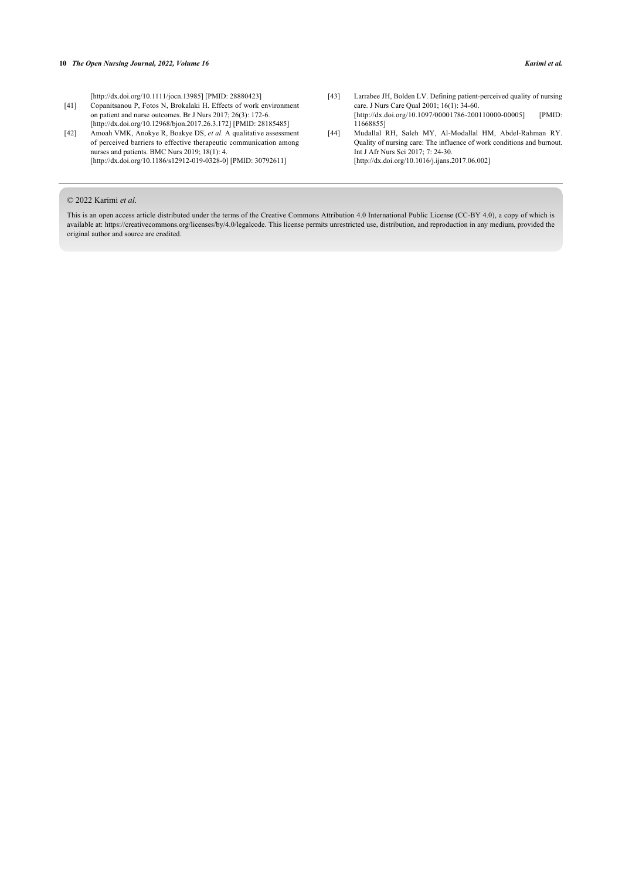[http://dx.doi.org/10.1111/jocn.13985] [PMID: 28880423]

[41] Copanitsanou P, Fotos N, Brokalaki H. Effects of work environment on patient and nurse outcomes. Br J Nurs 2017; 26(3): 172-6. [http://dx.doi.org/10.12968/bjon.2017.26.3.172] [PMID: 28185485]

[42] Amoah VMK, Anokye R, Boakye DS, *et al.* A qualitative assessment of perceived barriers to effective therapeutic communication among nurses and patients. BMC Nurs 2019; 18(1): 4. [http://dx.doi.org/10.1186/s12912-019-0328-0] [PMID: 30792611]

[43] Larrabee JH, Bolden LV. Defining patient-perceived quality of nursing care. J Nurs Care Qual 2001; 16(1): 34-60. [http://dx.doi.org/10.1097/00001786-200110000-00005] [PMID: 11668855]

[44] Mudallal RH, Saleh MY, Al-Modallal HM, Abdel-Rahman RY. Quality of nursing care: The influence of work conditions and burnout. Int J Afr Nurs Sci 2017; 7: 24-30. [http://dx.doi.org/10.1016/j.ijans.2017.06.002]

© 2022 Karimi *et al*.

This is an open access article distributed under the terms of the Creative Commons Attribution 4.0 International Public License (CC-BY 4.0), a copy of which is available at: https://creativecommons.org/licenses/by/4.0/legalcode. This license permits unrestricted use, distribution, and reproduction in any medium, provided the original author and source are credited.